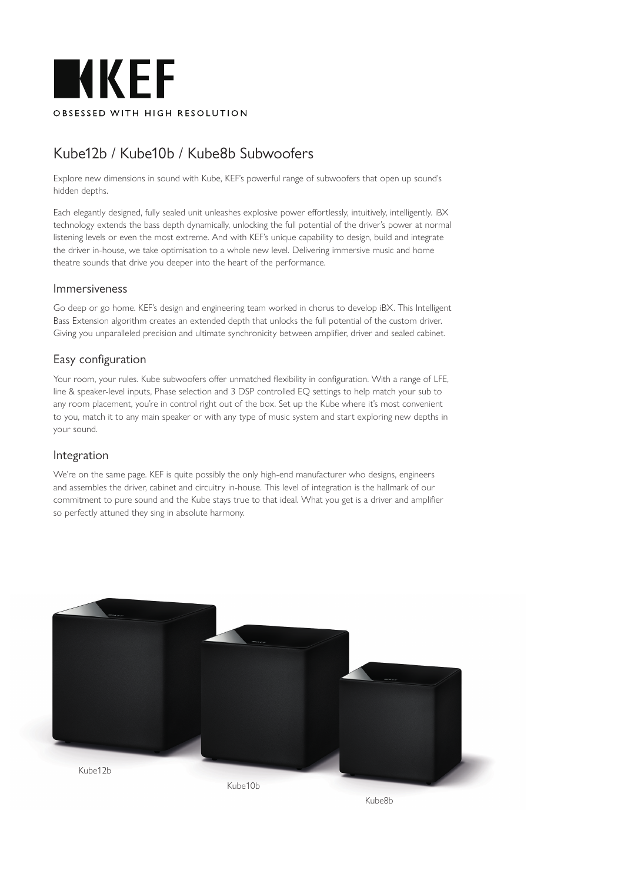# KEF

OBSESSED WITH HIGH RESOLUTION

## Kube12b / Kube10b / Kube8b Subwoofers

Explore new dimensions in sound with Kube, KEF's powerful range of subwoofers that open up sound's hidden depths.

Each elegantly designed, fully sealed unit unleashes explosive power effortlessly, intuitively, intelligently. iBX technology extends the bass depth dynamically, unlocking the full potential of the driver's power at normal listening levels or even the most extreme. And with KEF's unique capability to design, build and integrate the driver in-house, we take optimisation to a whole new level. Delivering immersive music and home theatre sounds that drive you deeper into the heart of the performance.

### Immersiveness

Go deep or go home. KEF's design and engineering team worked in chorus to develop iBX. This Intelligent Bass Extension algorithm creates an extended depth that unlocks the full potential of the custom driver. Giving you unparalleled precision and ultimate synchronicity between amplifier, driver and sealed cabinet.

### Easy configuration

Your room, your rules. Kube subwoofers offer unmatched flexibility in configuration. With a range of LFE, line & speaker-level inputs, Phase selection and 3 DSP controlled EQ settings to help match your sub to any room placement, you're in control right out of the box. Set up the Kube where it's most convenient to you, match it to any main speaker or with any type of music system and start exploring new depths in your sound.

### Integration

We're on the same page. KEF is quite possibly the only high-end manufacturer who designs, engineers and assembles the driver, cabinet and circuitry in-house. This level of integration is the hallmark of our commitment to pure sound and the Kube stays true to that ideal. What you get is a driver and amplifier so perfectly attuned they sing in absolute harmony.

Kube12b

Kube10b

Kube8b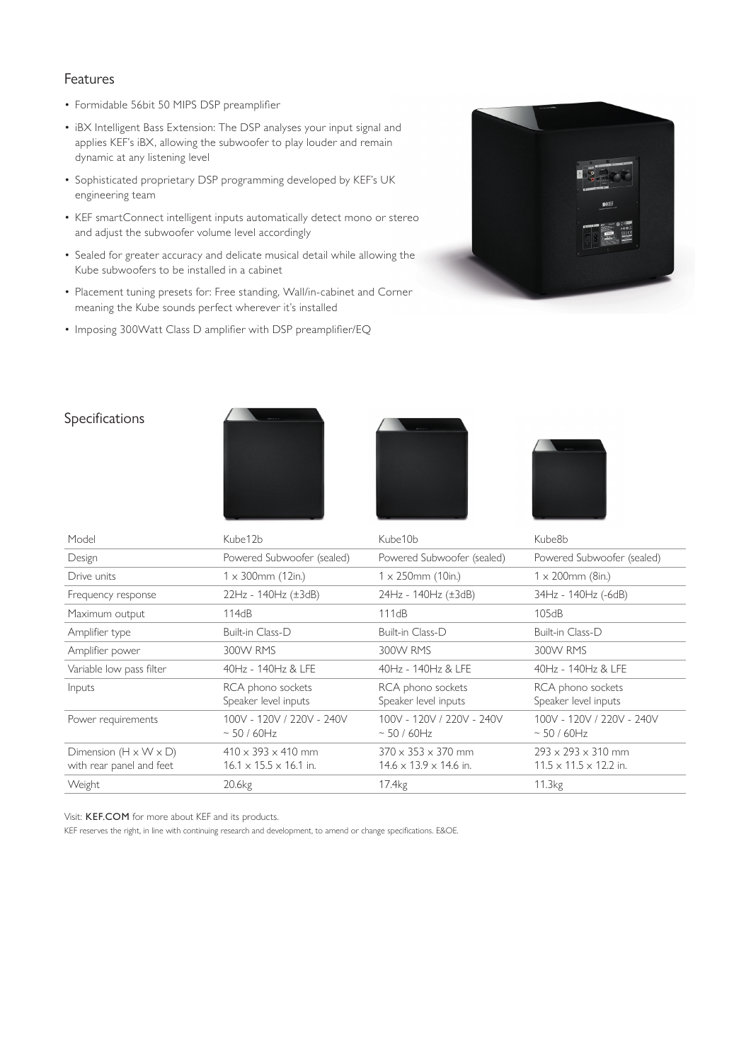## Features

- Formidable 56bit 50 MIPS DSP preamplifier
- iBX Intelligent Bass Extension: The DSP analyses your input signal and applies KEF's iBX, allowing the subwoofer to play louder and remain dynamic at any listening level
- Sophisticated proprietary DSP programming developed by KEF's UK engineering team
- KEF smartConnect intelligent inputs automatically detect mono or stereo and adjust the subwoofer volume level accordingly
- Sealed for greater accuracy and delicate musical detail while allowing the Kube subwoofers to be installed in a cabinet
- Placement tuning presets for: Free standing, Wall/in-cabinet and Corner meaning the Kube sounds perfect wherever it's installed
- Imposing 300Watt Class D amplifier with DSP preamplifier/EQ

## Specifications

| Model | Kube12b | Kube10b | Kube8b |
|---|---|---|---|
| Design | Powered Subwoofer (sealed) | Powered Subwoofer (sealed) | Powered Subwoofer (sealed) |
| Drive units | 1 x 300mm (12in.) | 1 x 250mm (10in.) | 1 x 200mm (8in.) |
| Frequency response | 22Hz - 140Hz (±3dB) | 24Hz - 140Hz (±3dB) | 34Hz - 140Hz (-6dB) |
| Maximum output | 114dB | 111dB | 105dB |
| Amplifier type | Built-in Class-D | Built-in Class-D | Built-in Class-D |
| Amplifier power | 300W RMS | 300W RMS | 300W RMS |
| Variable low pass filter | 40Hz - 140Hz & LFE | 40Hz - 140Hz & LFE | 40Hz - 140Hz & LFE |
| Inputs | RCA phono sockets<br>Speaker level inputs | RCA phono sockets<br>Speaker level inputs | RCA phono sockets<br>Speaker level inputs |
| Power requirements | 100V - 120V / 220V - 240V<br>~ 50 / 60Hz | 100V - 120V / 220V - 240V<br>~ 50 / 60Hz | 100V - 120V / 220V - 240V<br>~ 50 / 60Hz |
| Dimension (H x W x D)<br>with rear panel and feet | 410 x 393 x 410 mm<br>16.1 x 15.5 x 16.1 in. | 370 x 353 x 370 mm<br>14.6 x 13.9 x 14.6 in. | 293 x 293 x 310 mm<br>11.5 x 11.5 x 12.2 in. |
| Weight | 20.6kg | 17.4kg | 11.3kg |

Visit: **KEF.COM** for more about KEF and its products.

KEF reserves the right, in line with continuing research and development, to amend or change specifications. E&OE.